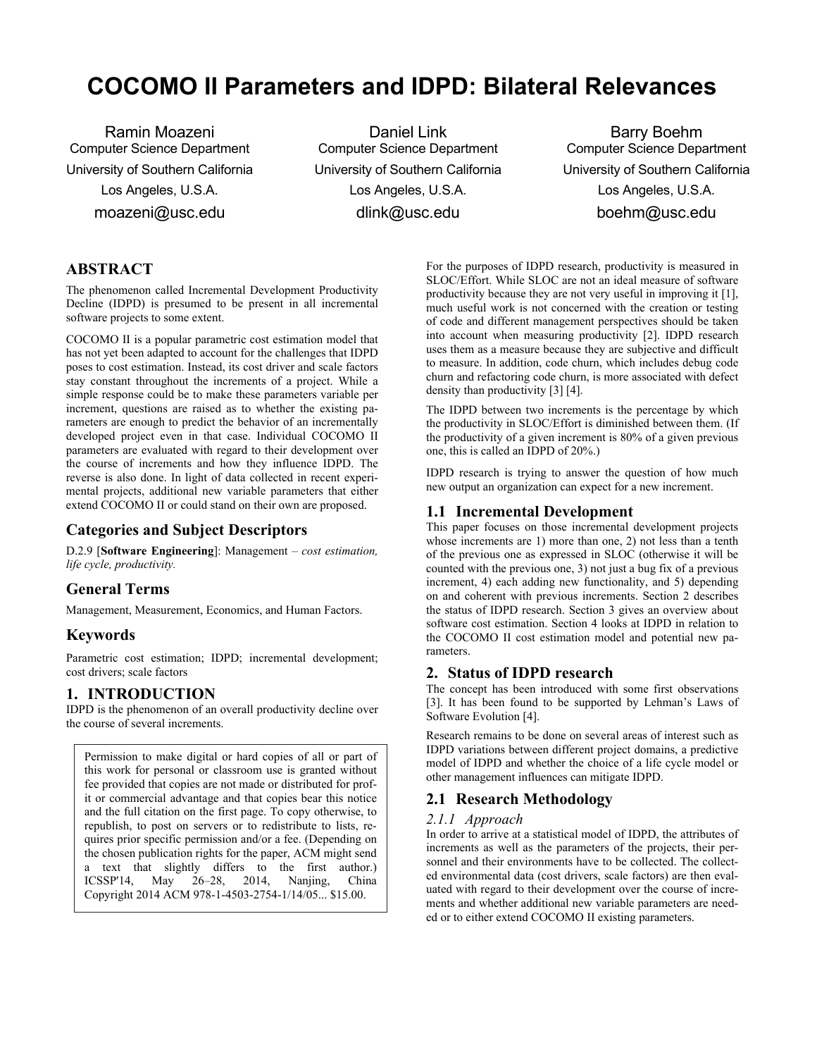# COCOMO II Parameters and IDPD: Bilateral Relevances

Ramin Moazeni
Computer Science Department
University of Southern California
Los Angeles, U.S.A.
moazeni@usc.edu

Daniel Link
Computer Science Department
University of Southern California
Los Angeles, U.S.A.
dlink@usc.edu

Barry Boehm
Computer Science Department
University of Southern California
Los Angeles, U.S.A.
boehm@usc.edu

## ABSTRACT

The phenomenon called Incremental Development Productivity Decline (IDPD) is presumed to be present in all incremental software projects to some extent.

COCOMO II is a popular parametric cost estimation model that has not yet been adapted to account for the challenges that IDPD poses to cost estimation. Instead, its cost driver and scale factors stay constant throughout the increments of a project. While a simple response could be to make these parameters variable per increment, questions are raised as to whether the existing parameters are enough to predict the behavior of an incrementally developed project even in that case. Individual COCOMO II parameters are evaluated with regard to their development over the course of increments and how they influence IDPD. The reverse is also done. In light of data collected in recent experimental projects, additional new variable parameters that either extend COCOMO II or could stand on their own are proposed.

## Categories and Subject Descriptors

D.2.9 [**Software Engineering**]: Management – *cost estimation, life cycle, productivity.*

## General Terms

Management, Measurement, Economics, and Human Factors.

## Keywords

Parametric cost estimation; IDPD; incremental development; cost drivers; scale factors

## 1. INTRODUCTION

IDPD is the phenomenon of an overall productivity decline over the course of several increments.

Permission to make digital or hard copies of all or part of this work for personal or classroom use is granted without fee provided that copies are not made or distributed for profit or commercial advantage and that copies bear this notice and the full citation on the first page. To copy otherwise, to republish, to post on servers or to redistribute to lists, requires prior specific permission and/or a fee. (Depending on the chosen publication rights for the paper, ACM might send a text that slightly differs to the first author.) ICSSP'14, May 26–28, 2014, Nanjing, China Copyright 2014 ACM 978-1-4503-2754-1/14/05... $15.00.

For the purposes of IDPD research, productivity is measured in SLOC/Effort. While SLOC are not an ideal measure of software productivity because they are not very useful in improving it [1], much useful work is not concerned with the creation or testing of code and different management perspectives should be taken into account when measuring productivity [2]. IDPD research uses them as a measure because they are subjective and difficult to measure. In addition, code churn, which includes debug code churn and refactoring code churn, is more associated with defect density than productivity [3] [4].

The IDPD between two increments is the percentage by which the productivity in SLOC/Effort is diminished between them. (If the productivity of a given increment is 80% of a given previous one, this is called an IDPD of 20%.)

IDPD research is trying to answer the question of how much new output an organization can expect for a new increment.

### 1.1 Incremental Development

This paper focuses on those incremental development projects whose increments are 1) more than one, 2) not less than a tenth of the previous one as expressed in SLOC (otherwise it will be counted with the previous one, 3) not just a bug fix of a previous increment, 4) each adding new functionality, and 5) depending on and coherent with previous increments. Section 2 describes the status of IDPD research. Section 3 gives an overview about software cost estimation. Section 4 looks at IDPD in relation to the COCOMO II cost estimation model and potential new parameters.

## 2. Status of IDPD research

The concept has been introduced with some first observations [3]. It has been found to be supported by Lehman's Laws of Software Evolution [4].

Research remains to be done on several areas of interest such as IDPD variations between different project domains, a predictive model of IDPD and whether the choice of a life cycle model or other management influences can mitigate IDPD.

### 2.1 Research Methodology

#### *2.1.1 Approach*

In order to arrive at a statistical model of IDPD, the attributes of increments as well as the parameters of the projects, their personnel and their environments have to be collected. The collected environmental data (cost drivers, scale factors) are then evaluated with regard to their development over the course of increments and whether additional new variable parameters are needed or to either extend COCOMO II existing parameters.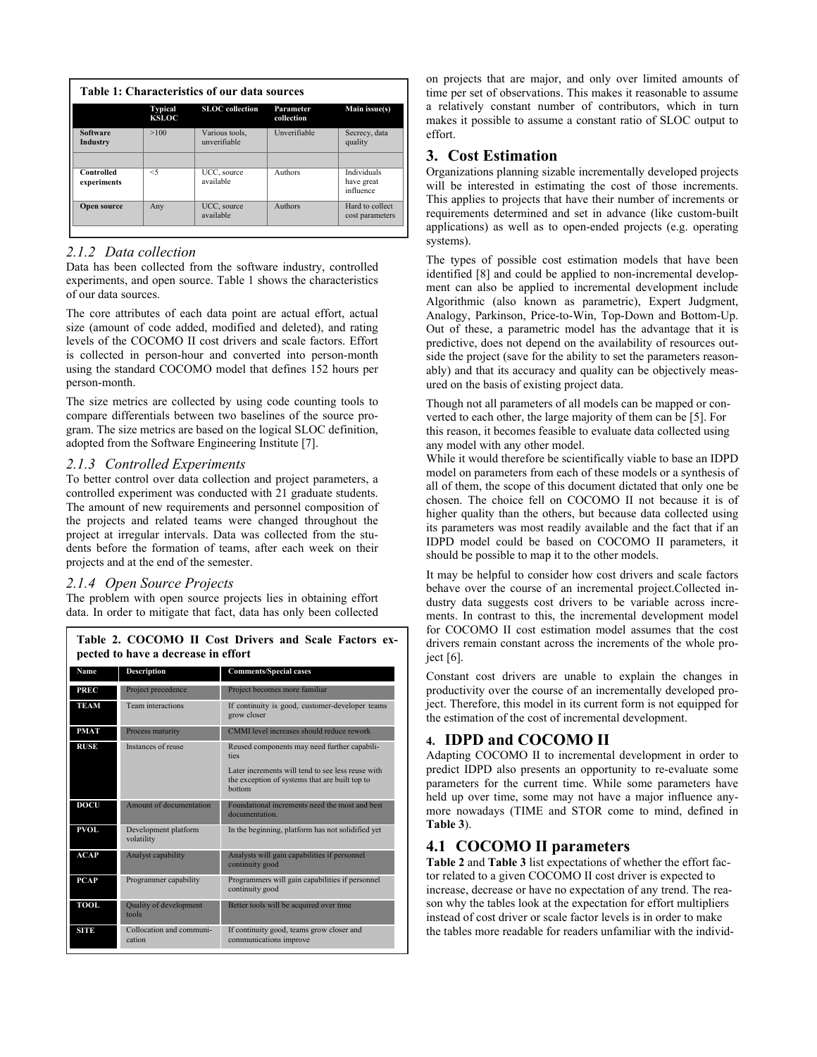**Table 1: Characteristics of our data sources**

| | Typical KSLOC | SLOC collection | Parameter collection | Main issue(s) |
|---|---|---|---|---|
| Software Industry | >100 | Various tools, unverifiable | Unverifiable | Secrecy, data quality |
| | | | | |
| Controlled experiments | <5 | UCC, source available | Authors | Individuals have great influence |
| Open source | Any | UCC, source available | Authors | Hard to collect cost parameters |

### 2.1.2 Data collection

Data has been collected from the software industry, controlled experiments, and open source. Table 1 shows the characteristics of our data sources.

The core attributes of each data point are actual effort, actual size (amount of code added, modified and deleted), and rating levels of the COCOMO II cost drivers and scale factors. Effort is collected in person-hour and converted into person-month using the standard COCOMO model that defines 152 hours per person-month.

The size metrics are collected by using code counting tools to compare differentials between two baselines of the source program. The size metrics are based on the logical SLOC definition, adopted from the Software Engineering Institute [7].

### 2.1.3 Controlled Experiments

To better control over data collection and project parameters, a controlled experiment was conducted with 21 graduate students. The amount of new requirements and personnel composition of the projects and related teams were changed throughout the project at irregular intervals. Data was collected from the students before the formation of teams, after each week on their projects and at the end of the semester.

### 2.1.4 Open Source Projects

The problem with open source projects lies in obtaining effort data. In order to mitigate that fact, data has only been collected on projects that are major, and only over limited amounts of time per set of observations. This makes it reasonable to assume a relatively constant number of contributors, which in turn makes it possible to assume a constant ratio of SLOC output to effort.

**Table 2. COCOMO II Cost Drivers and Scale Factors expected to have a decrease in effort**

| Name | Description | Comments/Special cases |
|---|---|---|
| PREC | Project precedence | Project becomes more familiar |
| TEAM | Team interactions | If continuity is good, customer-developer teams grow closer |
| PMAT | Process maturity | CMMI level increases should reduce rework |
| RUSE | Instances of reuse | Reused components may need further capabilities<br>Later increments will tend to see less reuse with the exception of systems that are built top to bottom |
| DOCU | Amount of documentation | Foundational increments need the most and best documentation. |
| PVOL | Development platform volatility | In the beginning, platform has not solidified yet |
| ACAP | Analyst capability | Analysts will gain capabilities if personnel continuity good |
| PCAP | Programmer capability | Programmers will gain capabilities if personnel continuity good |
| TOOL | Quality of development tools | Better tools will be acquired over time |
| SITE | Collocation and communication | If continuity good, teams grow closer and communications improve |

## 3. Cost Estimation

Organizations planning sizable incrementally developed projects will be interested in estimating the cost of those increments. This applies to projects that have their number of increments or requirements determined and set in advance (like custom-built applications) as well as to open-ended projects (e.g. operating systems).

The types of possible cost estimation models that have been identified [8] and could be applied to non-incremental development can also be applied to incremental development include Algorithmic (also known as parametric), Expert Judgment, Analogy, Parkinson, Price-to-Win, Top-Down and Bottom-Up. Out of these, a parametric model has the advantage that it is predictive, does not depend on the availability of resources outside the project (save for the ability to set the parameters reasonably) and that its accuracy and quality can be objectively measured on the basis of existing project data.

Though not all parameters of all models can be mapped or converted to each other, the large majority of them can be [5]. For this reason, it becomes feasible to evaluate data collected using any model with any other model.

While it would therefore be scientifically viable to base an IDPD model on parameters from each of these models or a synthesis of all of them, the scope of this document dictated that only one be chosen. The choice fell on COCOMO II not because it is of higher quality than the others, but because data collected using its parameters was most readily available and the fact that if an IDPD model could be based on COCOMO II parameters, it should be possible to map it to the other models.

It may be helpful to consider how cost drivers and scale factors behave over the course of an incremental project.Collected industry data suggests cost drivers to be variable across increments. In contrast to this, the incremental development model for COCOMO II cost estimation model assumes that the cost drivers remain constant across the increments of the whole project [6].

Constant cost drivers are unable to explain the changes in productivity over the course of an incrementally developed project. Therefore, this model in its current form is not equipped for the estimation of the cost of incremental development.

## 4. IDPD and COCOMO II

Adapting COCOMO II to incremental development in order to predict IDPD also presents an opportunity to re-evaluate some parameters for the current time. While some parameters have held up over time, some may not have a major influence anymore nowadays (TIME and STOR come to mind, defined in **Table 3**).

## 4.1 COCOMO II parameters

**Table 2** and **Table 3** list expectations of whether the effort factor related to a given COCOMO II cost driver is expected to increase, decrease or have no expectation of any trend. The reason why the tables look at the expectation for effort multipliers instead of cost driver or scale factor levels is in order to make the tables more readable for readers unfamiliar with the individ-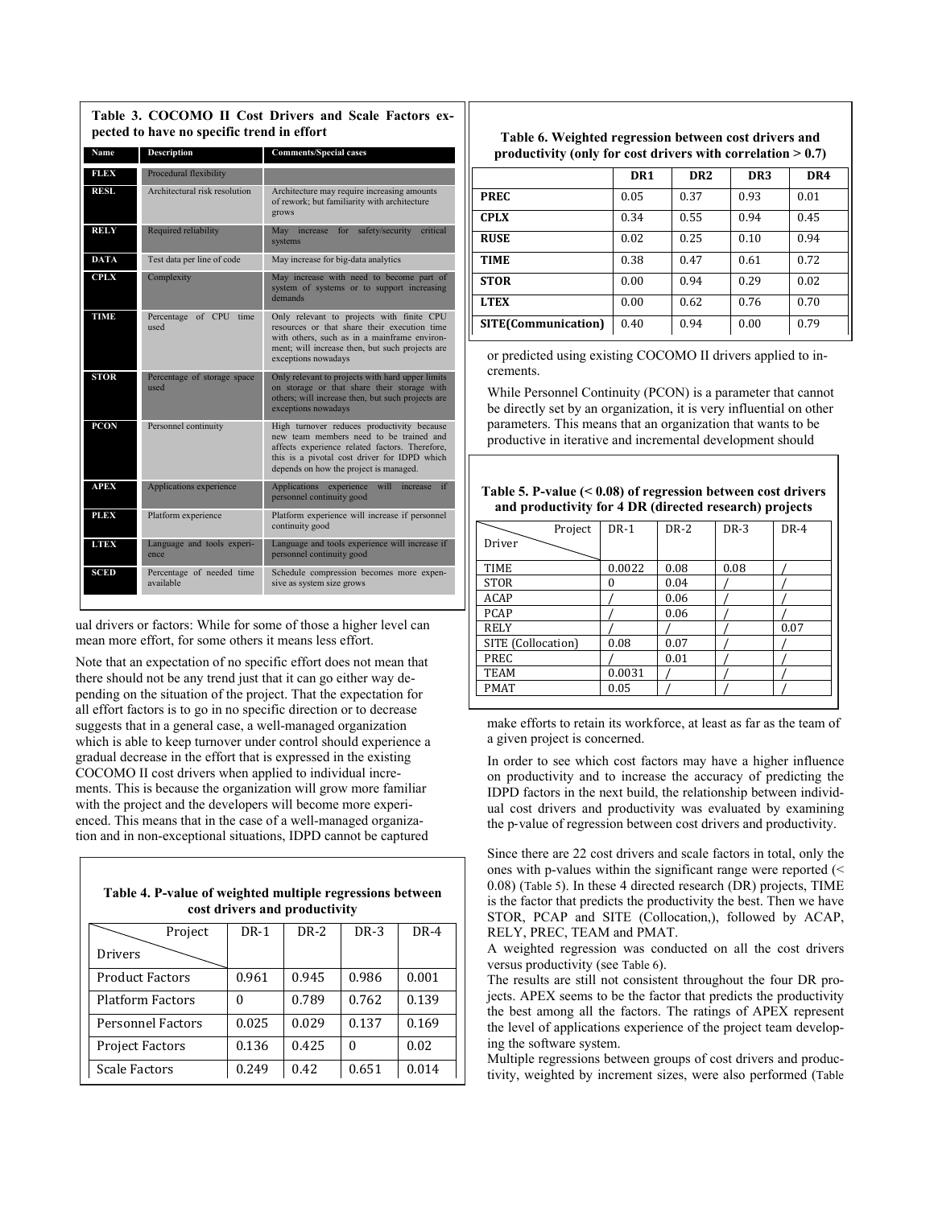**Table 3. COCOMO II Cost Drivers and Scale Factors expected to have no specific trend in effort**

| Name | Description | Comments/Special cases |
|---|---|---|
| FLEX | Procedural flexibility | |
| RESL | Architectural risk resolution | Architecture may require increasing amounts of rework; but familiarity with architecture grows |
| RELY | Required reliability | May increase for safety/security critical systems |
| DATA | Test data per line of code | May increase for big-data analytics |
| CPLX | Complexity | May increase with need to become part of system of systems or to support increasing demands |
| TIME | Percentage of CPU time used | Only relevant to projects with finite CPU resources or that share their execution time with others, such as in a mainframe environment; will increase then, but such projects are exceptions nowadays |
| STOR | Percentage of storage space used | Only relevant to projects with hard upper limits on storage or that share their storage with others; will increase then, but such projects are exceptions nowadays |
| PCON | Personnel continuity | High turnover reduces productivity because new team members need to be trained and affects experience related factors. Therefore, this is a pivotal cost driver for IDPD which depends on how the project is managed. |
| APEX | Applications experience | Applications experience will increase if personnel continuity good |
| PLEX | Platform experience | Platform experience will increase if personnel continuity good |
| LTEX | Language and tools experience | Language and tools experience will increase if personnel continuity good |
| SCED | Percentage of needed time available | Schedule compression becomes more expensive as system size grows |

ual drivers or factors: While for some of those a higher level can mean more effort, for some others it means less effort.

Note that an expectation of no specific effort does not mean that there should not be any trend just that it can go either way depending on the situation of the project. That the expectation for all effort factors is to go in no specific direction or to decrease suggests that in a general case, a well-managed organization which is able to keep turnover under control should experience a gradual decrease in the effort that is expressed in the existing COCOMO II cost drivers when applied to individual increments. This is because the organization will grow more familiar with the project and the developers will become more experienced. This means that in the case of a well-managed organization and in non-exceptional situations, IDPD cannot be captured or predicted using existing COCOMO II drivers applied to increments.

While Personnel Continuity (PCON) is a parameter that cannot be directly set by an organization, it is very influential on other parameters. This means that an organization that wants to be productive in iterative and incremental development should make efforts to retain its workforce, at least as far as the team of a given project is concerned.

In order to see which cost factors may have a higher influence on productivity and to increase the accuracy of predicting the IDPD factors in the next build, the relationship between individual cost drivers and productivity was evaluated by examining the p-value of regression between cost drivers and productivity.

Since there are 22 cost drivers and scale factors in total, only the ones with p-values within the significant range were reported (< 0.08) (Table 5). In these 4 directed research (DR) projects, TIME is the factor that predicts the productivity the best. Then we have STOR, PCAP and SITE (Collocation,), followed by ACAP, RELY, PREC, TEAM and PMAT.

A weighted regression was conducted on all the cost drivers versus productivity (see Table 6).

The results are still not consistent throughout the four DR projects. APEX seems to be the factor that predicts the productivity the best among all the factors. The ratings of APEX represent the level of applications experience of the project team developing the software system.

Multiple regressions between groups of cost drivers and productivity, weighted by increment sizes, were also performed (Table

**Table 4. P-value of weighted multiple regressions between cost drivers and productivity**

| Drivers \ Project | DR-1 | DR-2 | DR-3 | DR-4 |
|---|---|---|---|---|
| Product Factors | 0.961 | 0.945 | 0.986 | 0.001 |
| Platform Factors | 0 | 0.789 | 0.762 | 0.139 |
| Personnel Factors | 0.025 | 0.029 | 0.137 | 0.169 |
| Project Factors | 0.136 | 0.425 | 0 | 0.02 |
| Scale Factors | 0.249 | 0.42 | 0.651 | 0.014 |

**Table 6. Weighted regression between cost drivers and productivity (only for cost drivers with correlation > 0.7)**

| | DR1 | DR2 | DR3 | DR4 |
|---|---|---|---|---|
| PREC | 0.05 | 0.37 | 0.93 | 0.01 |
| CPLX | 0.34 | 0.55 | 0.94 | 0.45 |
| RUSE | 0.02 | 0.25 | 0.10 | 0.94 |
| TIME | 0.38 | 0.47 | 0.61 | 0.72 |
| STOR | 0.00 | 0.94 | 0.29 | 0.02 |
| LTEX | 0.00 | 0.62 | 0.76 | 0.70 |
| SITE(Communication) | 0.40 | 0.94 | 0.00 | 0.79 |

**Table 5. P-value (< 0.08) of regression between cost drivers and productivity for 4 DR (directed research) projects**

| Driver \ Project | DR-1 | DR-2 | DR-3 | DR-4 |
|---|---|---|---|---|
| TIME | 0.0022 | 0.08 | 0.08 | / |
| STOR | 0 | 0.04 | / | / |
| ACAP | / | 0.06 | / | / |
| PCAP | / | 0.06 | / | / |
| RELY | / | / | / | 0.07 |
| SITE (Collocation) | 0.08 | 0.07 | / | / |
| PREC | / | 0.01 | / | / |
| TEAM | 0.0031 | / | / | / |
| PMAT | 0.05 | / | / | / |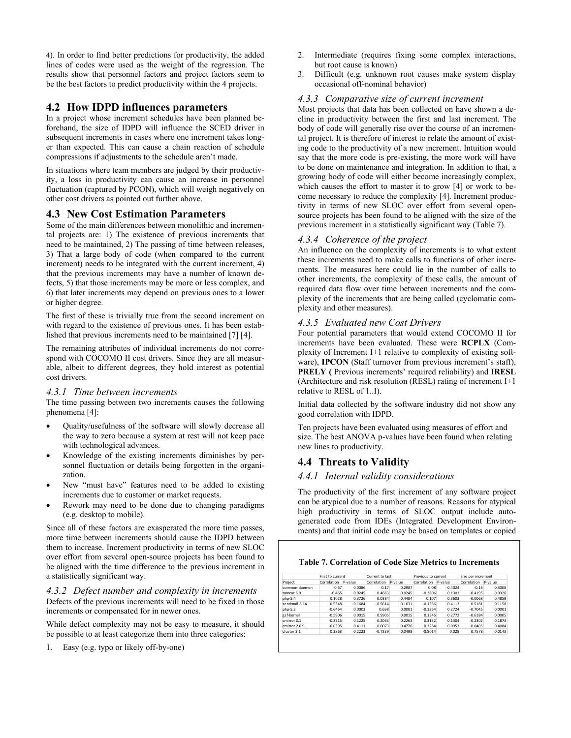4). In order to find better predictions for productivity, the added lines of codes were used as the weight of the regression. The results show that personnel factors and project factors seem to be the best factors to predict productivity within the 4 projects.

## 4.2 How IDPD influences parameters

In a project whose increment schedules have been planned beforehand, the size of IDPD will influence the SCED driver in subsequent increments in cases where one increment takes longer than expected. This can cause a chain reaction of schedule compressions if adjustments to the schedule aren't made.

In situations where team members are judged by their productivity, a loss in productivity can cause an increase in personnel fluctuation (captured by PCON), which will weigh negatively on other cost drivers as pointed out further above.

## 4.3 New Cost Estimation Parameters

Some of the main differences between monolithic and incremental projects are: 1) The existence of previous increments that need to be maintained, 2) The passing of time between releases, 3) That a large body of code (when compared to the current increment) needs to be integrated with the current increment, 4) that the previous increments may have a number of known defects, 5) that those increments may be more or less complex, and 6) that later increments may depend on previous ones to a lower or higher degree.

The first of these is trivially true from the second increment on with regard to the existence of previous ones. It has been established that previous increments need to be maintained [7] [4].

The remaining attributes of individual increments do not correspond with COCOMO II cost drivers. Since they are all measurable, albeit to different degrees, they hold interest as potential cost drivers.

### *4.3.1 Time between increments*

The time passing between two increments causes the following phenomena [4]:

- Quality/usefulness of the software will slowly decrease all the way to zero because a system at rest will not keep pace with technological advances.
- Knowledge of the existing increments diminishes by personnel fluctuation or details being forgotten in the organization.
- New "must have" features need to be added to existing increments due to customer or market requests.
- Rework may need to be done due to changing paradigms (e.g. desktop to mobile).

Since all of these factors are exasperated the more time passes, more time between increments should cause the IDPD between them to increase. Increment productivity in terms of new SLOC over effort from several open-source projects has been found to be aligned with the time difference to the previous increment in a statistically significant way.

### *4.3.2 Defect number and complexity in increments*

Defects of the previous increments will need to be fixed in those increments or compensated for in newer ones.

While defect complexity may not be easy to measure, it should be possible to at least categorize them into three categories:

1. Easy (e.g. typo or likely off-by-one)
2. Intermediate (requires fixing some complex interactions, but root cause is known)
3. Difficult (e.g. unknown root causes make system display occasional off-nominal behavior)

### *4.3.3 Comparative size of current increment*

Most projects that data has been collected on have shown a decline in productivity between the first and last increment. The body of code will generally rise over the course of an incremental project. It is therefor of interest to relate the amount of existing code to the productivity of a new increment. Intuition would say that the more code is pre-existing, the more work will have to be done on maintenance and integration. In addition to that, a growing body of code will either become increasingly complex, which causes the effort to master it to grow [4] or work to become necessary to reduce the complexity [4]. Increment productivity in terms of new SLOC over effort from several open-source projects has been found to be aligned with the size of the previous increment in a statistically significant way (Table 7).

### *4.3.4 Coherence of the project*

An influence on the complexity of increments is to what extent these increments need to make calls to functions of other increments. The measures here could lie in the number of calls to other increments, the complexity of these calls, the amount of required data flow over time between increments and the complexity of the increments that are being called (cyclomatic complexity and other measures).

### *4.3.5 Evaluated new Cost Drivers*

Four potential parameters that would extend COCOMO II for increments have been evaluated. These were **RCPLX** (Complexity of Increment I+1 relative to complexity of existing software), **IPCON** (Staff turnover from previous increment's staff), **PRELY (** Previous increments' required reliability) and **IRESL** (Architecture and risk resolution (RESL) rating of increment I+1 relative to RESL of 1..I).

Initial data collected by the software industry did not show any good correlation with IDPD.

Ten projects have been evaluated using measures of effort and size. The best ANOVA p-values have been found when relating new lines to productivity.

## 4.4 Threats to Validity

### *4.4.1 Internal validity considerations*

The productivity of the first increment of any software project can be atypical due to a number of reasons. Reasons for atypical high productivity in terms of SLOC output include auto-generated code from IDEs (Integrated Development Environments) and that initial code may be based on templates or copied

**Table 7. Correlation of Code Size Metrics to Increments**

| | First to current | | Current to last | | Previous to current | | Size per increment | |
|---|---|---|---|---|---|---|---|---|
| Project | Correlation | P-value | Correlation | P-value | Correlation | P-value | Correlation | P-value |
| common-daemon | -0.67 | 0.0086 | 0.17 | 0.2987 | 0.08 | 0.4024 | -0.16 | 0.3008 |
| tomcat 6.0 | -0.465 | 0.0245 | 0.4663 | 0.0245 | -0.2806 | 0.1302 | -0.4195 | 0.0326 |
| php-5.4 | 0.1028 | 0.3726 | 0.0384 | 0.4484 | 0.107 | 0.3603 | -0.0068 | 0.4859 |
| sendmail 8.14 | 0.5548 | 0.1684 | 0.5614 | 0.1631 | -0.1356 | 0.4112 | 0.5181 | 0.1158 |
| php-5.3 | -0.6464 | 0.0003 | 0.698 | 0.0001 | -0.1264 | 0.2724 | -0.7045 | 0.0001 |
| gsf-kernel | -0.5906 | 0.0015 | 0.5905 | 0.0015 | 0.1345 | 0.2772 | -0.6184 | 0.0005 |
| cmirror 0.1 | -0.3215 | 0.1225 | 0.2063 | 0.2263 | 0.3132 | 0.1304 | -0.2302 | 0.1873 |
| cmirror 2.6.9 | -0.0395 | 0.4111 | 0.0073 | 0.4776 | 0.2264 | 0.0953 | -0.0405 | 0.4084 |
| cluster 3.1 | 0.3863 | 0.2223 | -0.7339 | 0.0498 | -0.8014 | 0.028 | 0.7578 | 0.0143 |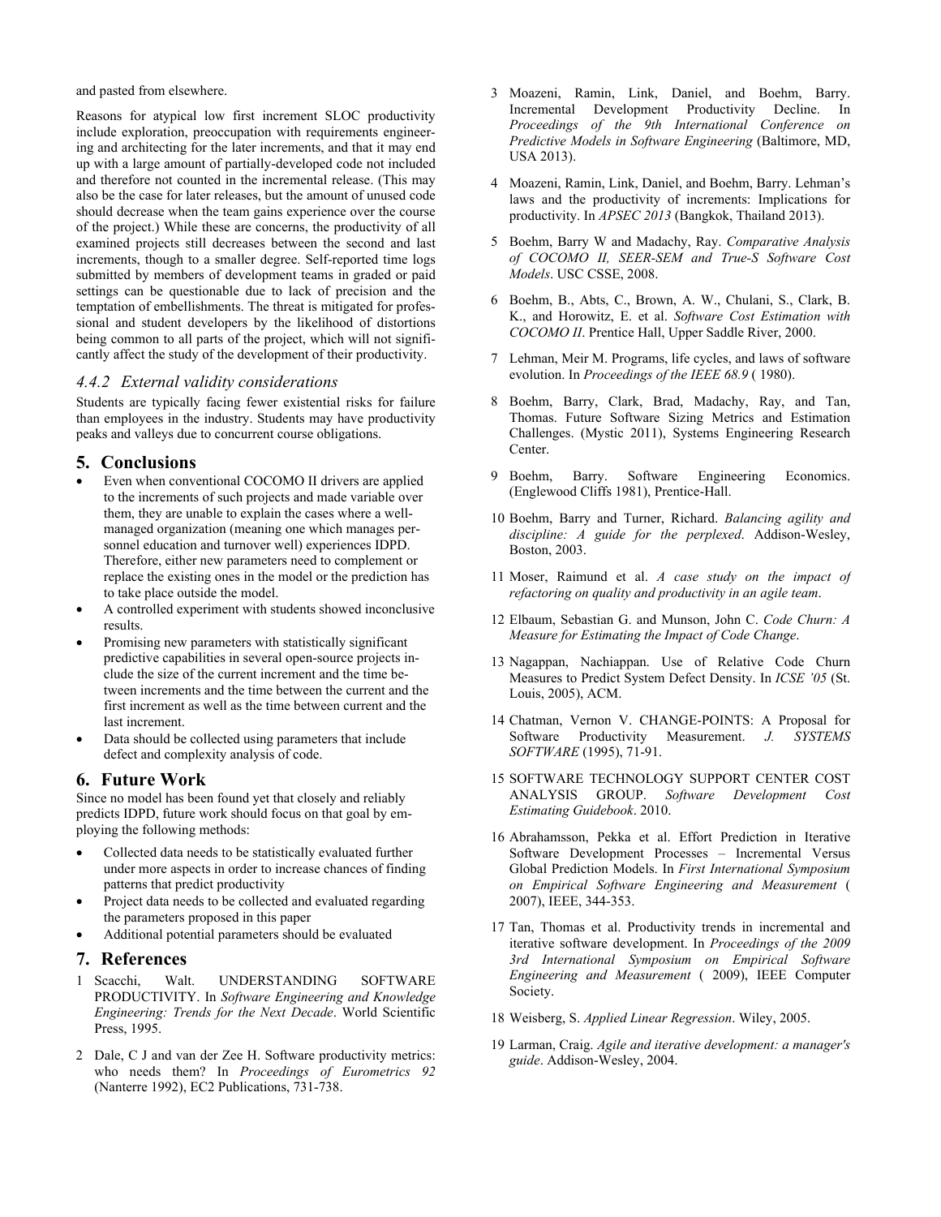and pasted from elsewhere.

Reasons for atypical low first increment SLOC productivity include exploration, preoccupation with requirements engineering and architecting for the later increments, and that it may end up with a large amount of partially-developed code not included and therefore not counted in the incremental release. (This may also be the case for later releases, but the amount of unused code should decrease when the team gains experience over the course of the project.) While these are concerns, the productivity of all examined projects still decreases between the second and last increments, though to a smaller degree. Self-reported time logs submitted by members of development teams in graded or paid settings can be questionable due to lack of precision and the temptation of embellishments. The threat is mitigated for professional and student developers by the likelihood of distortions being common to all parts of the project, which will not significantly affect the study of the development of their productivity.

#### *4.4.2 External validity considerations*

Students are typically facing fewer existential risks for failure than employees in the industry. Students may have productivity peaks and valleys due to concurrent course obligations.

## 5. Conclusions

- Even when conventional COCOMO II drivers are applied to the increments of such projects and made variable over them, they are unable to explain the cases where a well-managed organization (meaning one which manages personnel education and turnover well) experiences IDPD. Therefore, either new parameters need to complement or replace the existing ones in the model or the prediction has to take place outside the model.
- A controlled experiment with students showed inconclusive results.
- Promising new parameters with statistically significant predictive capabilities in several open-source projects include the size of the current increment and the time between increments and the time between the current and the first increment as well as the time between current and the last increment.
- Data should be collected using parameters that include defect and complexity analysis of code.

## 6. Future Work

Since no model has been found yet that closely and reliably predicts IDPD, future work should focus on that goal by employing the following methods:

- Collected data needs to be statistically evaluated further under more aspects in order to increase chances of finding patterns that predict productivity
- Project data needs to be collected and evaluated regarding the parameters proposed in this paper
- Additional potential parameters should be evaluated

## 7. References

1 Scacchi, Walt. UNDERSTANDING SOFTWARE PRODUCTIVITY. In *Software Engineering and Knowledge Engineering: Trends for the Next Decade*. World Scientific Press, 1995.

2 Dale, C J and van der Zee H. Software productivity metrics: who needs them? In *Proceedings of Eurometrics 92* (Nanterre 1992), EC2 Publications, 731-738.

3 Moazeni, Ramin, Link, Daniel, and Boehm, Barry. Incremental Development Productivity Decline. In *Proceedings of the 9th International Conference on Predictive Models in Software Engineering* (Baltimore, MD, USA 2013).

4 Moazeni, Ramin, Link, Daniel, and Boehm, Barry. Lehman's laws and the productivity of increments: Implications for productivity. In *APSEC 2013* (Bangkok, Thailand 2013).

5 Boehm, Barry W and Madachy, Ray. *Comparative Analysis of COCOMO II, SEER-SEM and True-S Software Cost Models*. USC CSSE, 2008.

6 Boehm, B., Abts, C., Brown, A. W., Chulani, S., Clark, B. K., and Horowitz, E. et al. *Software Cost Estimation with COCOMO II*. Prentice Hall, Upper Saddle River, 2000.

7 Lehman, Meir M. Programs, life cycles, and laws of software evolution. In *Proceedings of the IEEE 68.9* ( 1980).

8 Boehm, Barry, Clark, Brad, Madachy, Ray, and Tan, Thomas. Future Software Sizing Metrics and Estimation Challenges. (Mystic 2011), Systems Engineering Research Center.

9 Boehm, Barry. Software Engineering Economics. (Englewood Cliffs 1981), Prentice-Hall.

10 Boehm, Barry and Turner, Richard. *Balancing agility and discipline: A guide for the perplexed*. Addison-Wesley, Boston, 2003.

11 Moser, Raimund et al. *A case study on the impact of refactoring on quality and productivity in an agile team*.

12 Elbaum, Sebastian G. and Munson, John C. *Code Churn: A Measure for Estimating the Impact of Code Change*.

13 Nagappan, Nachiappan. Use of Relative Code Churn Measures to Predict System Defect Density. In *ICSE '05* (St. Louis, 2005), ACM.

14 Chatman, Vernon V. CHANGE-POINTS: A Proposal for Software Productivity Measurement. *J. SYSTEMS SOFTWARE* (1995), 71-91.

15 SOFTWARE TECHNOLOGY SUPPORT CENTER COST ANALYSIS GROUP. *Software Development Cost Estimating Guidebook*. 2010.

16 Abrahamsson, Pekka et al. Effort Prediction in Iterative Software Development Processes – Incremental Versus Global Prediction Models. In *First International Symposium on Empirical Software Engineering and Measurement* ( 2007), IEEE, 344-353.

17 Tan, Thomas et al. Productivity trends in incremental and iterative software development. In *Proceedings of the 2009 3rd International Symposium on Empirical Software Engineering and Measurement* ( 2009), IEEE Computer Society.

18 Weisberg, S. *Applied Linear Regression*. Wiley, 2005.

19 Larman, Craig. *Agile and iterative development: a manager's guide*. Addison-Wesley, 2004.